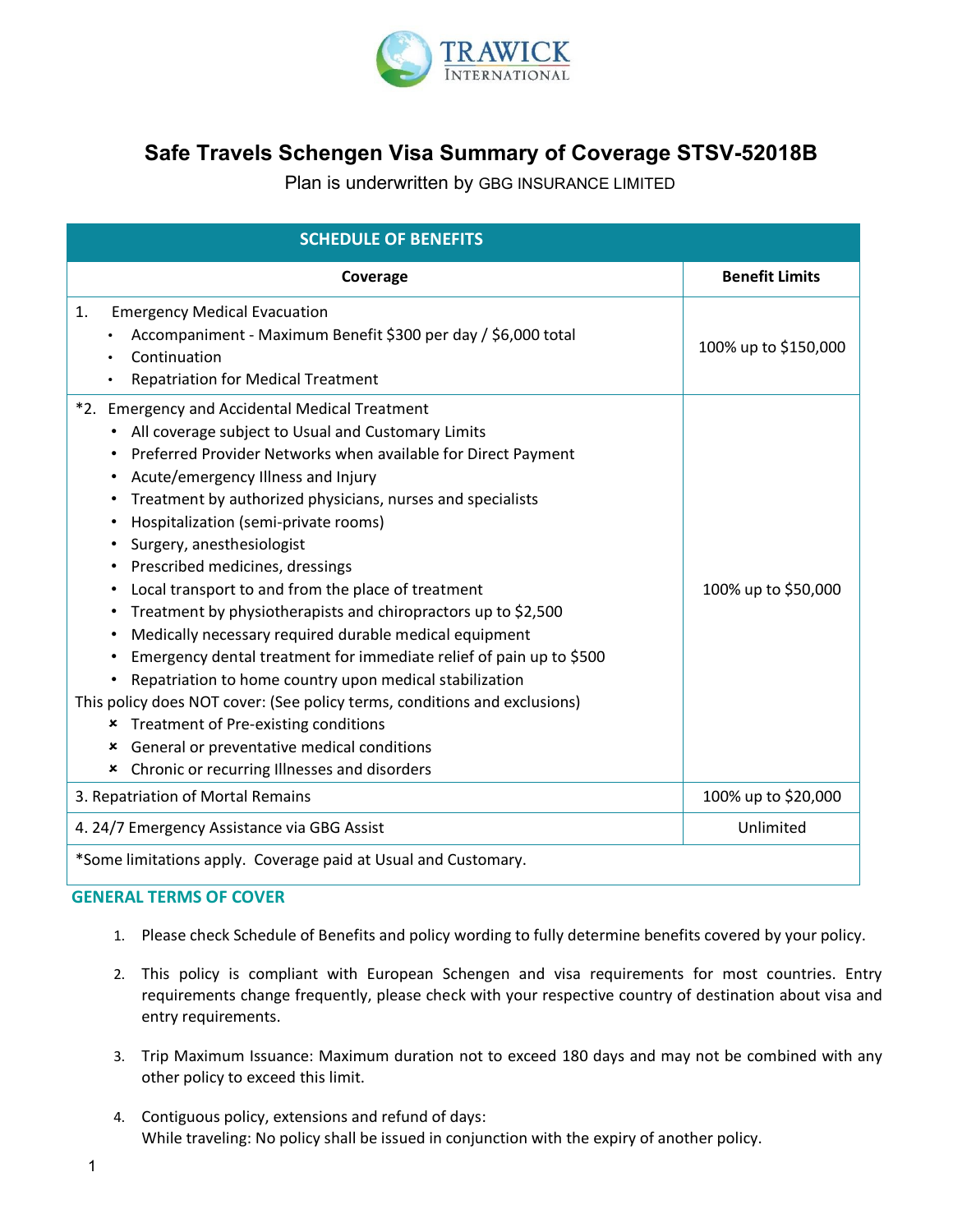# Safe Travels Schengen Visa Summary of Coverage STSV-52018B

Plan is underwritten by GBG INSURANCE LIMITED

| SCHEDULE OF BENEFITS | |
|---|---|
| **Coverage** | **Benefit Limits** |
| 1. Emergency Medical Evacuation<br>• Accompaniment - Maximum Benefit $300 per day / $6,000 total<br>• Continuation<br>• Repatriation for Medical Treatment | 100% up to $150,000 |
| *2. Emergency and Accidental Medical Treatment<br>• All coverage subject to Usual and Customary Limits<br>• Preferred Provider Networks when available for Direct Payment<br>• Acute/emergency Illness and Injury<br>• Treatment by authorized physicians, nurses and specialists<br>• Hospitalization (semi-private rooms)<br>• Surgery, anesthesiologist<br>• Prescribed medicines, dressings<br>• Local transport to and from the place of treatment<br>• Treatment by physiotherapists and chiropractors up to $2,500<br>• Medically necessary required durable medical equipment<br>• Emergency dental treatment for immediate relief of pain up to $500<br>• Repatriation to home country upon medical stabilization<br>This policy does NOT cover: (See policy terms, conditions and exclusions)<br>× Treatment of Pre-existing conditions<br>× General or preventative medical conditions<br>× Chronic or recurring Illnesses and disorders | 100% up to $50,000 |
| 3. Repatriation of Mortal Remains | 100% up to $20,000 |
| 4. 24/7 Emergency Assistance via GBG Assist | Unlimited |
| *Some limitations apply. Coverage paid at Usual and Customary. | |

## GENERAL TERMS OF COVER

1. Please check Schedule of Benefits and policy wording to fully determine benefits covered by your policy.
2. This policy is compliant with European Schengen and visa requirements for most countries. Entry requirements change frequently, please check with your respective country of destination about visa and entry requirements.
3. Trip Maximum Issuance: Maximum duration not to exceed 180 days and may not be combined with any other policy to exceed this limit.
4. Contiguous policy, extensions and refund of days:
   While traveling: No policy shall be issued in conjunction with the expiry of another policy.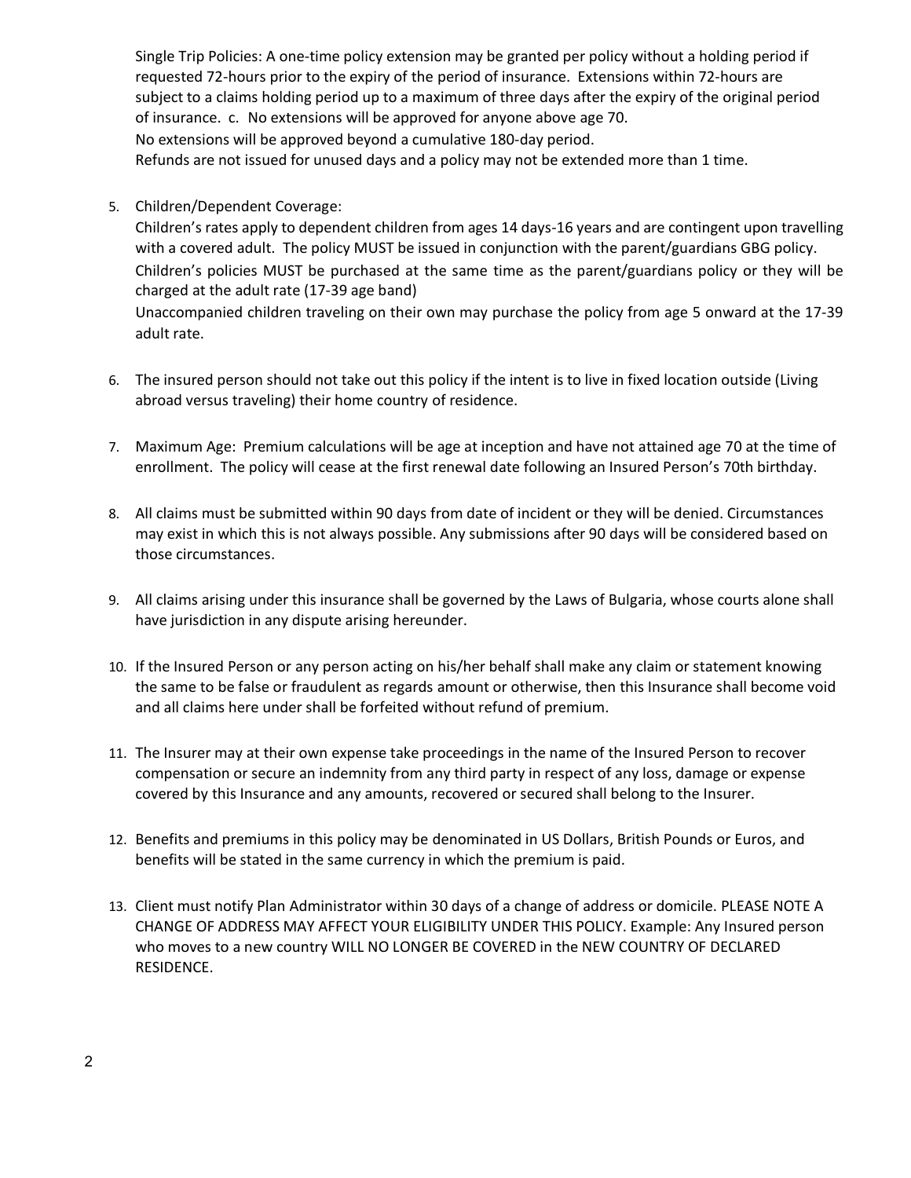Single Trip Policies: A one-time policy extension may be granted per policy without a holding period if requested 72-hours prior to the expiry of the period of insurance. Extensions within 72-hours are subject to a claims holding period up to a maximum of three days after the expiry of the original period of insurance. c. No extensions will be approved for anyone above age 70.
No extensions will be approved beyond a cumulative 180-day period.
Refunds are not issued for unused days and a policy may not be extended more than 1 time.

5. Children/Dependent Coverage:
Children's rates apply to dependent children from ages 14 days-16 years and are contingent upon travelling with a covered adult. The policy MUST be issued in conjunction with the parent/guardians GBG policy.
Children's policies MUST be purchased at the same time as the parent/guardians policy or they will be charged at the adult rate (17-39 age band)
Unaccompanied children traveling on their own may purchase the policy from age 5 onward at the 17-39 adult rate.

6. The insured person should not take out this policy if the intent is to live in fixed location outside (Living abroad versus traveling) their home country of residence.

7. Maximum Age: Premium calculations will be age at inception and have not attained age 70 at the time of enrollment. The policy will cease at the first renewal date following an Insured Person's 70th birthday.

8. All claims must be submitted within 90 days from date of incident or they will be denied. Circumstances may exist in which this is not always possible. Any submissions after 90 days will be considered based on those circumstances.

9. All claims arising under this insurance shall be governed by the Laws of Bulgaria, whose courts alone shall have jurisdiction in any dispute arising hereunder.

10. If the Insured Person or any person acting on his/her behalf shall make any claim or statement knowing the same to be false or fraudulent as regards amount or otherwise, then this Insurance shall become void and all claims here under shall be forfeited without refund of premium.

11. The Insurer may at their own expense take proceedings in the name of the Insured Person to recover compensation or secure an indemnity from any third party in respect of any loss, damage or expense covered by this Insurance and any amounts, recovered or secured shall belong to the Insurer.

12. Benefits and premiums in this policy may be denominated in US Dollars, British Pounds or Euros, and benefits will be stated in the same currency in which the premium is paid.

13. Client must notify Plan Administrator within 30 days of a change of address or domicile. PLEASE NOTE A CHANGE OF ADDRESS MAY AFFECT YOUR ELIGIBILITY UNDER THIS POLICY. Example: Any Insured person who moves to a new country WILL NO LONGER BE COVERED in the NEW COUNTRY OF DECLARED RESIDENCE.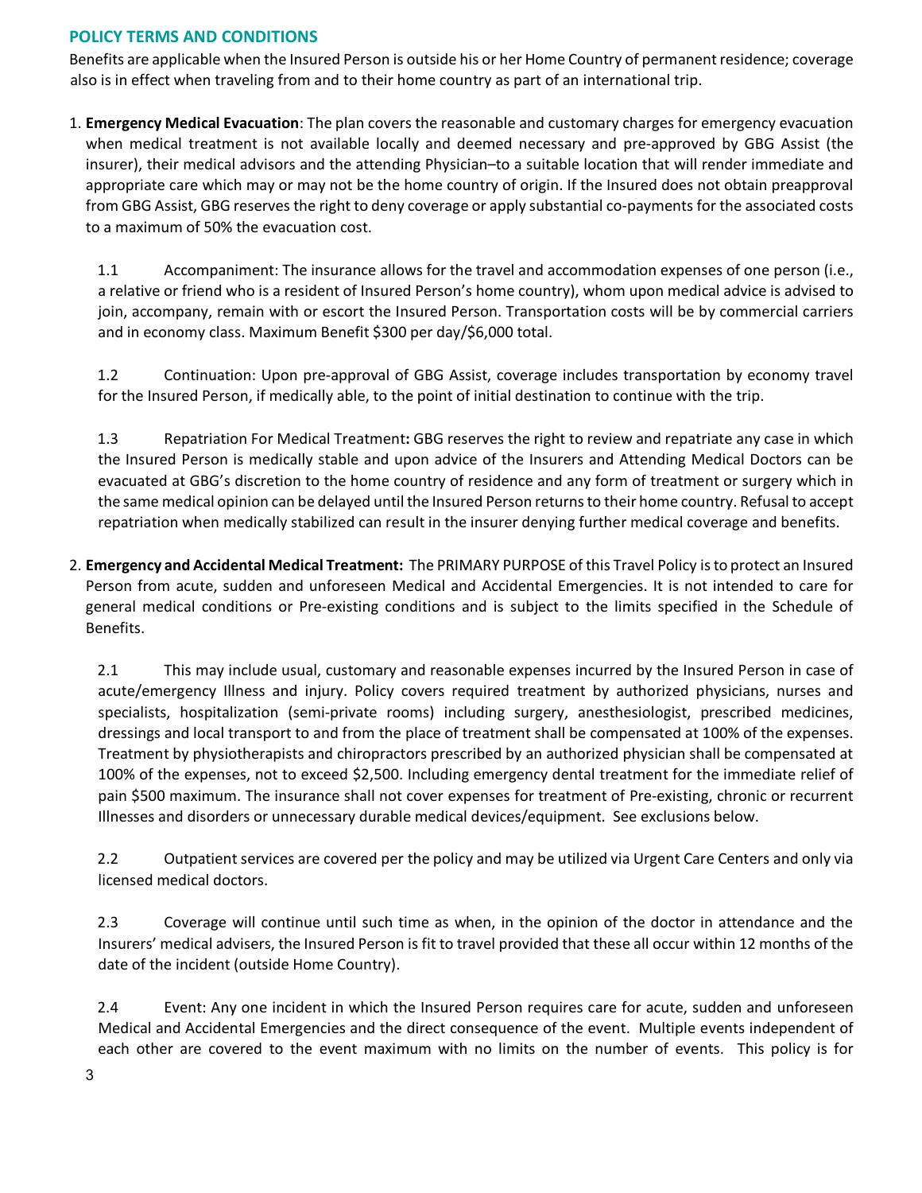## POLICY TERMS AND CONDITIONS

Benefits are applicable when the Insured Person is outside his or her Home Country of permanent residence; coverage also is in effect when traveling from and to their home country as part of an international trip.

1. **Emergency Medical Evacuation**: The plan covers the reasonable and customary charges for emergency evacuation when medical treatment is not available locally and deemed necessary and pre-approved by GBG Assist (the insurer), their medical advisors and the attending Physician–to a suitable location that will render immediate and appropriate care which may or may not be the home country of origin. If the Insured does not obtain preapproval from GBG Assist, GBG reserves the right to deny coverage or apply substantial co-payments for the associated costs to a maximum of 50% the evacuation cost.

   1.1 Accompaniment: The insurance allows for the travel and accommodation expenses of one person (i.e., a relative or friend who is a resident of Insured Person's home country), whom upon medical advice is advised to join, accompany, remain with or escort the Insured Person. Transportation costs will be by commercial carriers and in economy class. Maximum Benefit $300 per day/$6,000 total.

   1.2 Continuation: Upon pre-approval of GBG Assist, coverage includes transportation by economy travel for the Insured Person, if medically able, to the point of initial destination to continue with the trip.

   1.3 Repatriation For Medical Treatment**:** GBG reserves the right to review and repatriate any case in which the Insured Person is medically stable and upon advice of the Insurers and Attending Medical Doctors can be evacuated at GBG's discretion to the home country of residence and any form of treatment or surgery which in the same medical opinion can be delayed until the Insured Person returns to their home country. Refusal to accept repatriation when medically stabilized can result in the insurer denying further medical coverage and benefits.

2. **Emergency and Accidental Medical Treatment:** The PRIMARY PURPOSE of this Travel Policy is to protect an Insured Person from acute, sudden and unforeseen Medical and Accidental Emergencies. It is not intended to care for general medical conditions or Pre-existing conditions and is subject to the limits specified in the Schedule of Benefits.

   2.1 This may include usual, customary and reasonable expenses incurred by the Insured Person in case of acute/emergency Illness and injury. Policy covers required treatment by authorized physicians, nurses and specialists, hospitalization (semi-private rooms) including surgery, anesthesiologist, prescribed medicines, dressings and local transport to and from the place of treatment shall be compensated at 100% of the expenses. Treatment by physiotherapists and chiropractors prescribed by an authorized physician shall be compensated at 100% of the expenses, not to exceed $2,500. Including emergency dental treatment for the immediate relief of pain $500 maximum. The insurance shall not cover expenses for treatment of Pre-existing, chronic or recurrent Illnesses and disorders or unnecessary durable medical devices/equipment. See exclusions below.

   2.2 Outpatient services are covered per the policy and may be utilized via Urgent Care Centers and only via licensed medical doctors.

   2.3 Coverage will continue until such time as when, in the opinion of the doctor in attendance and the Insurers' medical advisers, the Insured Person is fit to travel provided that these all occur within 12 months of the date of the incident (outside Home Country).

   2.4 Event: Any one incident in which the Insured Person requires care for acute, sudden and unforeseen Medical and Accidental Emergencies and the direct consequence of the event. Multiple events independent of each other are covered to the event maximum with no limits on the number of events. This policy is for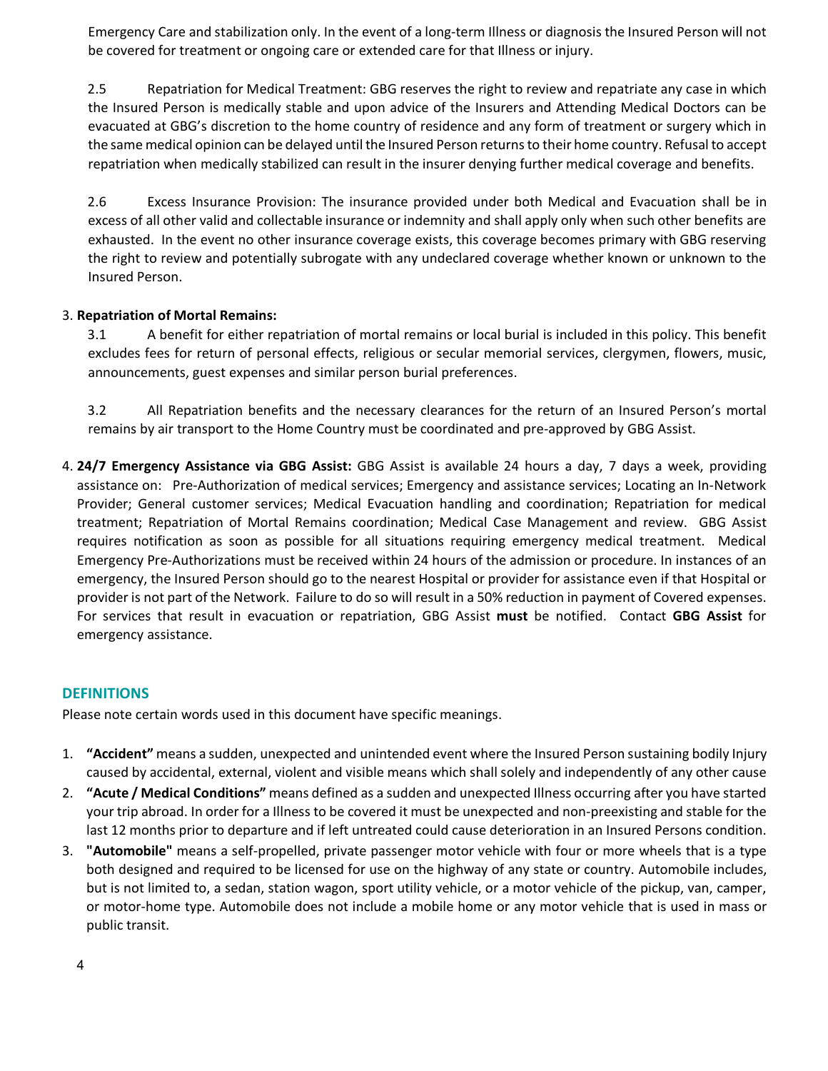Emergency Care and stabilization only. In the event of a long-term Illness or diagnosis the Insured Person will not be covered for treatment or ongoing care or extended care for that Illness or injury.

2.5 Repatriation for Medical Treatment: GBG reserves the right to review and repatriate any case in which the Insured Person is medically stable and upon advice of the Insurers and Attending Medical Doctors can be evacuated at GBG's discretion to the home country of residence and any form of treatment or surgery which in the same medical opinion can be delayed until the Insured Person returns to their home country. Refusal to accept repatriation when medically stabilized can result in the insurer denying further medical coverage and benefits.

2.6 Excess Insurance Provision: The insurance provided under both Medical and Evacuation shall be in excess of all other valid and collectable insurance or indemnity and shall apply only when such other benefits are exhausted. In the event no other insurance coverage exists, this coverage becomes primary with GBG reserving the right to review and potentially subrogate with any undeclared coverage whether known or unknown to the Insured Person.

3. **Repatriation of Mortal Remains:**

3.1 A benefit for either repatriation of mortal remains or local burial is included in this policy. This benefit excludes fees for return of personal effects, religious or secular memorial services, clergymen, flowers, music, announcements, guest expenses and similar person burial preferences.

3.2 All Repatriation benefits and the necessary clearances for the return of an Insured Person's mortal remains by air transport to the Home Country must be coordinated and pre-approved by GBG Assist.

4. **24/7 Emergency Assistance via GBG Assist:** GBG Assist is available 24 hours a day, 7 days a week, providing assistance on: Pre-Authorization of medical services; Emergency and assistance services; Locating an In-Network Provider; General customer services; Medical Evacuation handling and coordination; Repatriation for medical treatment; Repatriation of Mortal Remains coordination; Medical Case Management and review. GBG Assist requires notification as soon as possible for all situations requiring emergency medical treatment. Medical Emergency Pre-Authorizations must be received within 24 hours of the admission or procedure. In instances of an emergency, the Insured Person should go to the nearest Hospital or provider for assistance even if that Hospital or provider is not part of the Network. Failure to do so will result in a 50% reduction in payment of Covered expenses. For services that result in evacuation or repatriation, GBG Assist **must** be notified. Contact **GBG Assist** for emergency assistance.

## DEFINITIONS

Please note certain words used in this document have specific meanings.

1. **"Accident"** means a sudden, unexpected and unintended event where the Insured Person sustaining bodily Injury caused by accidental, external, violent and visible means which shall solely and independently of any other cause
2. **"Acute / Medical Conditions"** means defined as a sudden and unexpected Illness occurring after you have started your trip abroad. In order for a Illness to be covered it must be unexpected and non-preexisting and stable for the last 12 months prior to departure and if left untreated could cause deterioration in an Insured Persons condition.
3. **"Automobile"** means a self-propelled, private passenger motor vehicle with four or more wheels that is a type both designed and required to be licensed for use on the highway of any state or country. Automobile includes, but is not limited to, a sedan, station wagon, sport utility vehicle, or a motor vehicle of the pickup, van, camper, or motor-home type. Automobile does not include a mobile home or any motor vehicle that is used in mass or public transit.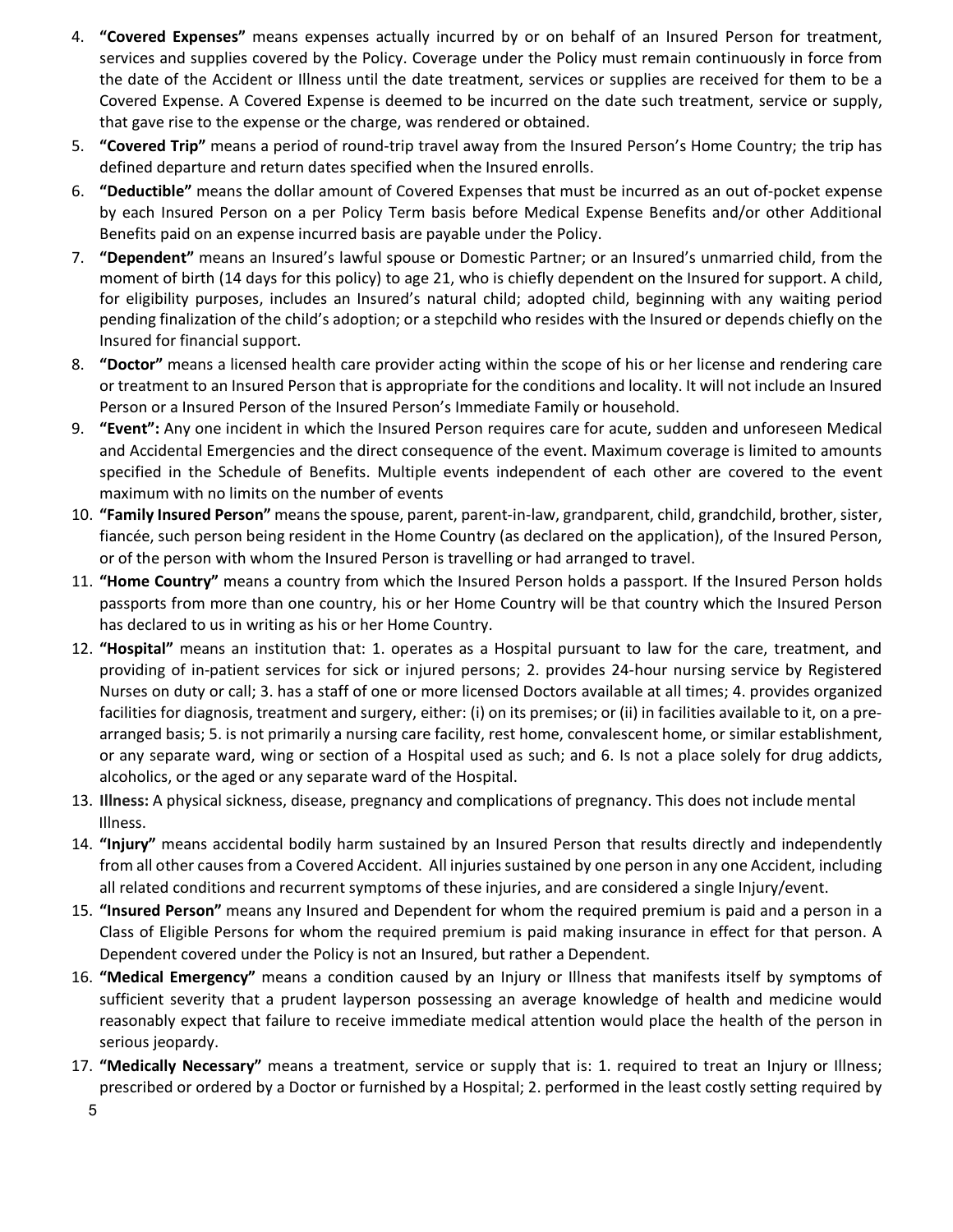4. **"Covered Expenses"** means expenses actually incurred by or on behalf of an Insured Person for treatment, services and supplies covered by the Policy. Coverage under the Policy must remain continuously in force from the date of the Accident or Illness until the date treatment, services or supplies are received for them to be a Covered Expense. A Covered Expense is deemed to be incurred on the date such treatment, service or supply, that gave rise to the expense or the charge, was rendered or obtained.
5. **"Covered Trip"** means a period of round-trip travel away from the Insured Person's Home Country; the trip has defined departure and return dates specified when the Insured enrolls.
6. **"Deductible"** means the dollar amount of Covered Expenses that must be incurred as an out of-pocket expense by each Insured Person on a per Policy Term basis before Medical Expense Benefits and/or other Additional Benefits paid on an expense incurred basis are payable under the Policy.
7. **"Dependent"** means an Insured's lawful spouse or Domestic Partner; or an Insured's unmarried child, from the moment of birth (14 days for this policy) to age 21, who is chiefly dependent on the Insured for support. A child, for eligibility purposes, includes an Insured's natural child; adopted child, beginning with any waiting period pending finalization of the child's adoption; or a stepchild who resides with the Insured or depends chiefly on the Insured for financial support.
8. **"Doctor"** means a licensed health care provider acting within the scope of his or her license and rendering care or treatment to an Insured Person that is appropriate for the conditions and locality. It will not include an Insured Person or a Insured Person of the Insured Person's Immediate Family or household.
9. **"Event":** Any one incident in which the Insured Person requires care for acute, sudden and unforeseen Medical and Accidental Emergencies and the direct consequence of the event. Maximum coverage is limited to amounts specified in the Schedule of Benefits. Multiple events independent of each other are covered to the event maximum with no limits on the number of events
10. **"Family Insured Person"** means the spouse, parent, parent-in-law, grandparent, child, grandchild, brother, sister, fiancée, such person being resident in the Home Country (as declared on the application), of the Insured Person, or of the person with whom the Insured Person is travelling or had arranged to travel.
11. **"Home Country"** means a country from which the Insured Person holds a passport. If the Insured Person holds passports from more than one country, his or her Home Country will be that country which the Insured Person has declared to us in writing as his or her Home Country.
12. **"Hospital"** means an institution that: 1. operates as a Hospital pursuant to law for the care, treatment, and providing of in-patient services for sick or injured persons; 2. provides 24-hour nursing service by Registered Nurses on duty or call; 3. has a staff of one or more licensed Doctors available at all times; 4. provides organized facilities for diagnosis, treatment and surgery, either: (i) on its premises; or (ii) in facilities available to it, on a pre-arranged basis; 5. is not primarily a nursing care facility, rest home, convalescent home, or similar establishment, or any separate ward, wing or section of a Hospital used as such; and 6. Is not a place solely for drug addicts, alcoholics, or the aged or any separate ward of the Hospital.
13. **Illness:** A physical sickness, disease, pregnancy and complications of pregnancy. This does not include mental Illness.
14. **"Injury"** means accidental bodily harm sustained by an Insured Person that results directly and independently from all other causes from a Covered Accident. All injuries sustained by one person in any one Accident, including all related conditions and recurrent symptoms of these injuries, and are considered a single Injury/event.
15. **"Insured Person"** means any Insured and Dependent for whom the required premium is paid and a person in a Class of Eligible Persons for whom the required premium is paid making insurance in effect for that person. A Dependent covered under the Policy is not an Insured, but rather a Dependent.
16. **"Medical Emergency"** means a condition caused by an Injury or Illness that manifests itself by symptoms of sufficient severity that a prudent layperson possessing an average knowledge of health and medicine would reasonably expect that failure to receive immediate medical attention would place the health of the person in serious jeopardy.
17. **"Medically Necessary"** means a treatment, service or supply that is: 1. required to treat an Injury or Illness; prescribed or ordered by a Doctor or furnished by a Hospital; 2. performed in the least costly setting required by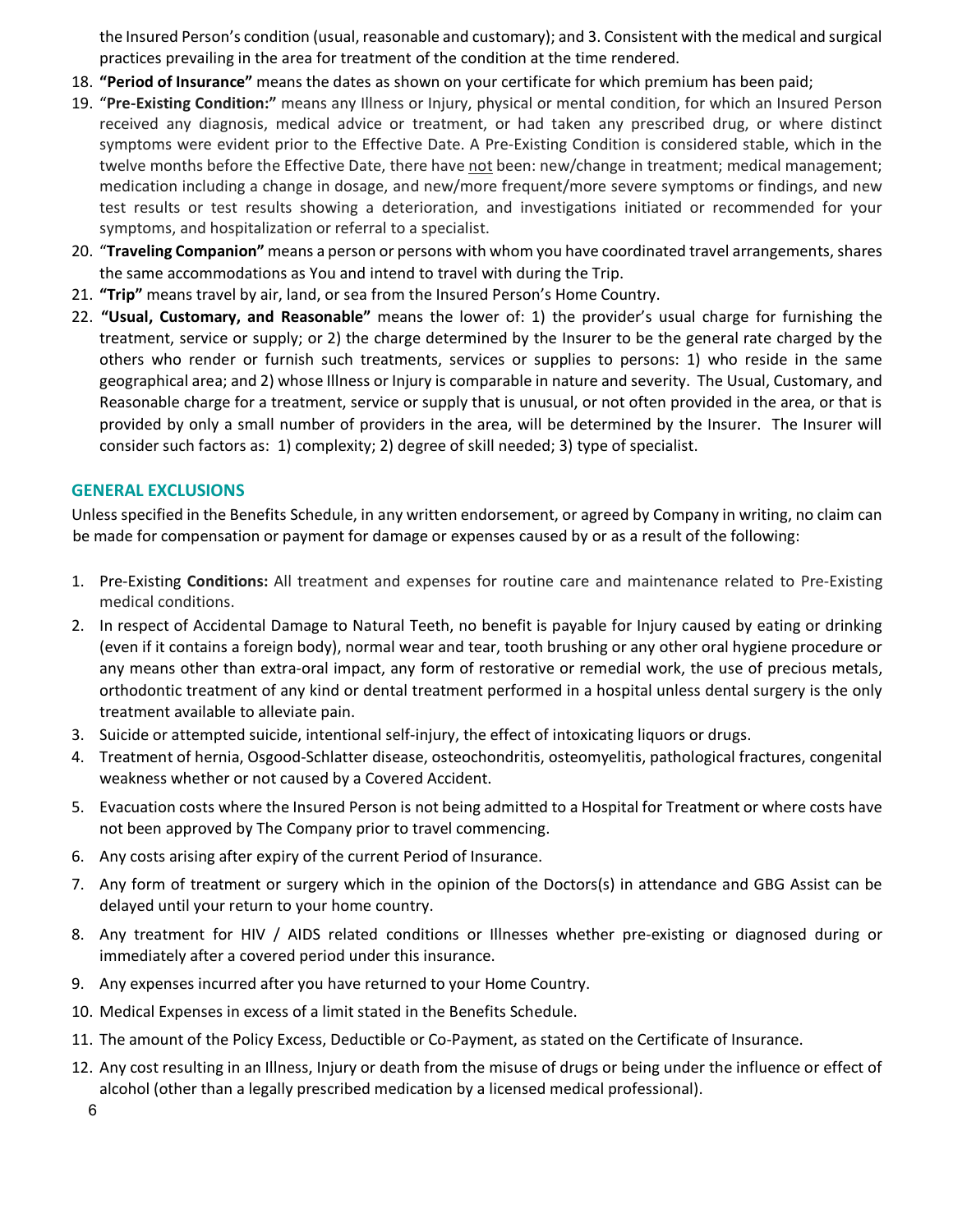the Insured Person's condition (usual, reasonable and customary); and 3. Consistent with the medical and surgical practices prevailing in the area for treatment of the condition at the time rendered.

18. **"Period of Insurance"** means the dates as shown on your certificate for which premium has been paid;
19. "**Pre-Existing Condition:"** means any Illness or Injury, physical or mental condition, for which an Insured Person received any diagnosis, medical advice or treatment, or had taken any prescribed drug, or where distinct symptoms were evident prior to the Effective Date. A Pre-Existing Condition is considered stable, which in the twelve months before the Effective Date, there have not been: new/change in treatment; medical management; medication including a change in dosage, and new/more frequent/more severe symptoms or findings, and new test results or test results showing a deterioration, and investigations initiated or recommended for your symptoms, and hospitalization or referral to a specialist.
20. "**Traveling Companion"** means a person or persons with whom you have coordinated travel arrangements, shares the same accommodations as You and intend to travel with during the Trip.
21. **"Trip"** means travel by air, land, or sea from the Insured Person's Home Country.
22. **"Usual, Customary, and Reasonable"** means the lower of: 1) the provider's usual charge for furnishing the treatment, service or supply; or 2) the charge determined by the Insurer to be the general rate charged by the others who render or furnish such treatments, services or supplies to persons: 1) who reside in the same geographical area; and 2) whose Illness or Injury is comparable in nature and severity. The Usual, Customary, and Reasonable charge for a treatment, service or supply that is unusual, or not often provided in the area, or that is provided by only a small number of providers in the area, will be determined by the Insurer. The Insurer will consider such factors as: 1) complexity; 2) degree of skill needed; 3) type of specialist.

## GENERAL EXCLUSIONS

Unless specified in the Benefits Schedule, in any written endorsement, or agreed by Company in writing, no claim can be made for compensation or payment for damage or expenses caused by or as a result of the following:

1. Pre-Existing **Conditions:** All treatment and expenses for routine care and maintenance related to Pre-Existing medical conditions.
2. In respect of Accidental Damage to Natural Teeth, no benefit is payable for Injury caused by eating or drinking (even if it contains a foreign body), normal wear and tear, tooth brushing or any other oral hygiene procedure or any means other than extra-oral impact, any form of restorative or remedial work, the use of precious metals, orthodontic treatment of any kind or dental treatment performed in a hospital unless dental surgery is the only treatment available to alleviate pain.
3. Suicide or attempted suicide, intentional self-injury, the effect of intoxicating liquors or drugs.
4. Treatment of hernia, Osgood-Schlatter disease, osteochondritis, osteomyelitis, pathological fractures, congenital weakness whether or not caused by a Covered Accident.
5. Evacuation costs where the Insured Person is not being admitted to a Hospital for Treatment or where costs have not been approved by The Company prior to travel commencing.
6. Any costs arising after expiry of the current Period of Insurance.
7. Any form of treatment or surgery which in the opinion of the Doctors(s) in attendance and GBG Assist can be delayed until your return to your home country.
8. Any treatment for HIV / AIDS related conditions or Illnesses whether pre-existing or diagnosed during or immediately after a covered period under this insurance.
9. Any expenses incurred after you have returned to your Home Country.
10. Medical Expenses in excess of a limit stated in the Benefits Schedule.
11. The amount of the Policy Excess, Deductible or Co-Payment, as stated on the Certificate of Insurance.
12. Any cost resulting in an Illness, Injury or death from the misuse of drugs or being under the influence or effect of alcohol (other than a legally prescribed medication by a licensed medical professional).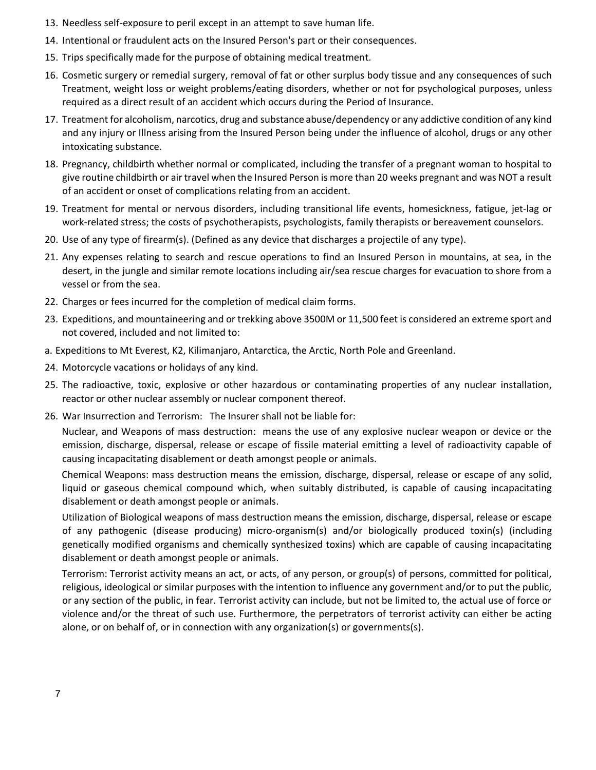13. Needless self-exposure to peril except in an attempt to save human life.
14. Intentional or fraudulent acts on the Insured Person's part or their consequences.
15. Trips specifically made for the purpose of obtaining medical treatment.
16. Cosmetic surgery or remedial surgery, removal of fat or other surplus body tissue and any consequences of such Treatment, weight loss or weight problems/eating disorders, whether or not for psychological purposes, unless required as a direct result of an accident which occurs during the Period of Insurance.
17. Treatment for alcoholism, narcotics, drug and substance abuse/dependency or any addictive condition of any kind and any injury or Illness arising from the Insured Person being under the influence of alcohol, drugs or any other intoxicating substance.
18. Pregnancy, childbirth whether normal or complicated, including the transfer of a pregnant woman to hospital to give routine childbirth or air travel when the Insured Person is more than 20 weeks pregnant and was NOT a result of an accident or onset of complications relating from an accident.
19. Treatment for mental or nervous disorders, including transitional life events, homesickness, fatigue, jet-lag or work-related stress; the costs of psychotherapists, psychologists, family therapists or bereavement counselors.
20. Use of any type of firearm(s). (Defined as any device that discharges a projectile of any type).
21. Any expenses relating to search and rescue operations to find an Insured Person in mountains, at sea, in the desert, in the jungle and similar remote locations including air/sea rescue charges for evacuation to shore from a vessel or from the sea.
22. Charges or fees incurred for the completion of medical claim forms.
23. Expeditions, and mountaineering and or trekking above 3500M or 11,500 feet is considered an extreme sport and not covered, included and not limited to:

a. Expeditions to Mt Everest, K2, Kilimanjaro, Antarctica, the Arctic, North Pole and Greenland.

24. Motorcycle vacations or holidays of any kind.
25. The radioactive, toxic, explosive or other hazardous or contaminating properties of any nuclear installation, reactor or other nuclear assembly or nuclear component thereof.
26. War Insurrection and Terrorism: The Insurer shall not be liable for:

    Nuclear, and Weapons of mass destruction: means the use of any explosive nuclear weapon or device or the emission, discharge, dispersal, release or escape of fissile material emitting a level of radioactivity capable of causing incapacitating disablement or death amongst people or animals.

    Chemical Weapons: mass destruction means the emission, discharge, dispersal, release or escape of any solid, liquid or gaseous chemical compound which, when suitably distributed, is capable of causing incapacitating disablement or death amongst people or animals.

    Utilization of Biological weapons of mass destruction means the emission, discharge, dispersal, release or escape of any pathogenic (disease producing) micro-organism(s) and/or biologically produced toxin(s) (including genetically modified organisms and chemically synthesized toxins) which are capable of causing incapacitating disablement or death amongst people or animals.

    Terrorism: Terrorist activity means an act, or acts, of any person, or group(s) of persons, committed for political, religious, ideological or similar purposes with the intention to influence any government and/or to put the public, or any section of the public, in fear. Terrorist activity can include, but not be limited to, the actual use of force or violence and/or the threat of such use. Furthermore, the perpetrators of terrorist activity can either be acting alone, or on behalf of, or in connection with any organization(s) or governments(s).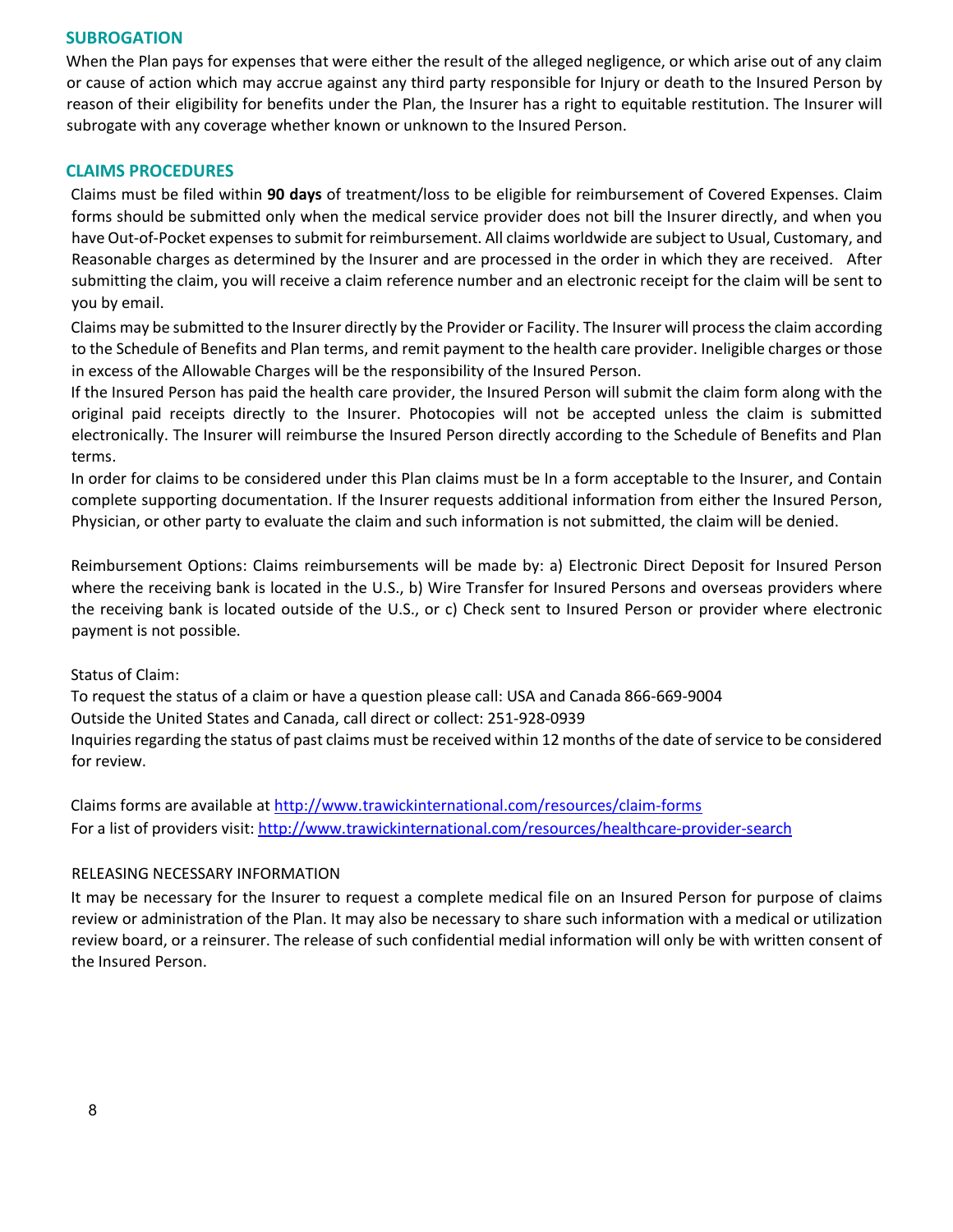## SUBROGATION

When the Plan pays for expenses that were either the result of the alleged negligence, or which arise out of any claim or cause of action which may accrue against any third party responsible for Injury or death to the Insured Person by reason of their eligibility for benefits under the Plan, the Insurer has a right to equitable restitution. The Insurer will subrogate with any coverage whether known or unknown to the Insured Person.

## CLAIMS PROCEDURES

Claims must be filed within **90 days** of treatment/loss to be eligible for reimbursement of Covered Expenses. Claim forms should be submitted only when the medical service provider does not bill the Insurer directly, and when you have Out-of-Pocket expenses to submit for reimbursement. All claims worldwide are subject to Usual, Customary, and Reasonable charges as determined by the Insurer and are processed in the order in which they are received. After submitting the claim, you will receive a claim reference number and an electronic receipt for the claim will be sent to you by email.

Claims may be submitted to the Insurer directly by the Provider or Facility. The Insurer will process the claim according to the Schedule of Benefits and Plan terms, and remit payment to the health care provider. Ineligible charges or those in excess of the Allowable Charges will be the responsibility of the Insured Person.

If the Insured Person has paid the health care provider, the Insured Person will submit the claim form along with the original paid receipts directly to the Insurer. Photocopies will not be accepted unless the claim is submitted electronically. The Insurer will reimburse the Insured Person directly according to the Schedule of Benefits and Plan terms.

In order for claims to be considered under this Plan claims must be In a form acceptable to the Insurer, and Contain complete supporting documentation. If the Insurer requests additional information from either the Insured Person, Physician, or other party to evaluate the claim and such information is not submitted, the claim will be denied.

Reimbursement Options: Claims reimbursements will be made by: a) Electronic Direct Deposit for Insured Person where the receiving bank is located in the U.S., b) Wire Transfer for Insured Persons and overseas providers where the receiving bank is located outside of the U.S., or c) Check sent to Insured Person or provider where electronic payment is not possible.

Status of Claim:

To request the status of a claim or have a question please call: USA and Canada 866-669-9004

Outside the United States and Canada, call direct or collect: 251-928-0939

Inquiries regarding the status of past claims must be received within 12 months of the date of service to be considered for review.

Claims forms are available at http://www.trawickinternational.com/resources/claim-forms

For a list of providers visit: http://www.trawickinternational.com/resources/healthcare-provider-search

RELEASING NECESSARY INFORMATION

It may be necessary for the Insurer to request a complete medical file on an Insured Person for purpose of claims review or administration of the Plan. It may also be necessary to share such information with a medical or utilization review board, or a reinsurer. The release of such confidential medial information will only be with written consent of the Insured Person.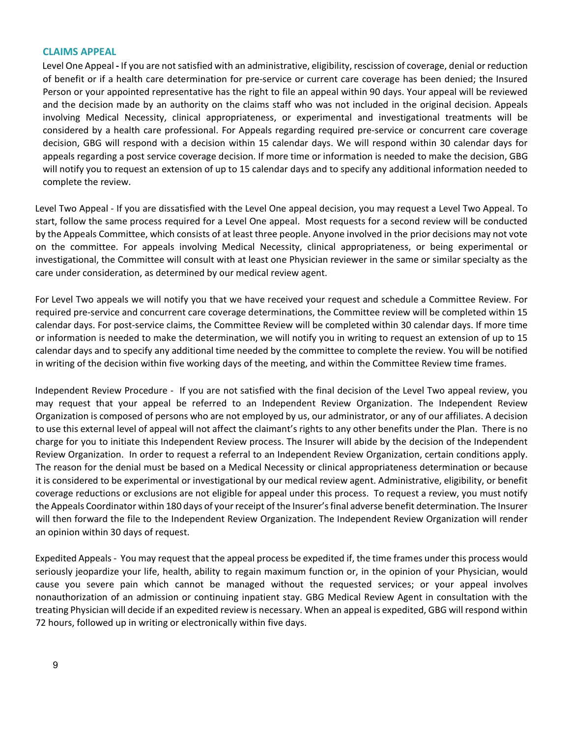## CLAIMS APPEAL

Level One Appeal - If you are not satisfied with an administrative, eligibility, rescission of coverage, denial or reduction of benefit or if a health care determination for pre-service or current care coverage has been denied; the Insured Person or your appointed representative has the right to file an appeal within 90 days. Your appeal will be reviewed and the decision made by an authority on the claims staff who was not included in the original decision. Appeals involving Medical Necessity, clinical appropriateness, or experimental and investigational treatments will be considered by a health care professional. For Appeals regarding required pre-service or concurrent care coverage decision, GBG will respond with a decision within 15 calendar days. We will respond within 30 calendar days for appeals regarding a post service coverage decision. If more time or information is needed to make the decision, GBG will notify you to request an extension of up to 15 calendar days and to specify any additional information needed to complete the review.

Level Two Appeal - If you are dissatisfied with the Level One appeal decision, you may request a Level Two Appeal. To start, follow the same process required for a Level One appeal. Most requests for a second review will be conducted by the Appeals Committee, which consists of at least three people. Anyone involved in the prior decisions may not vote on the committee. For appeals involving Medical Necessity, clinical appropriateness, or being experimental or investigational, the Committee will consult with at least one Physician reviewer in the same or similar specialty as the care under consideration, as determined by our medical review agent.

For Level Two appeals we will notify you that we have received your request and schedule a Committee Review. For required pre-service and concurrent care coverage determinations, the Committee review will be completed within 15 calendar days. For post-service claims, the Committee Review will be completed within 30 calendar days. If more time or information is needed to make the determination, we will notify you in writing to request an extension of up to 15 calendar days and to specify any additional time needed by the committee to complete the review. You will be notified in writing of the decision within five working days of the meeting, and within the Committee Review time frames.

Independent Review Procedure - If you are not satisfied with the final decision of the Level Two appeal review, you may request that your appeal be referred to an Independent Review Organization. The Independent Review Organization is composed of persons who are not employed by us, our administrator, or any of our affiliates. A decision to use this external level of appeal will not affect the claimant's rights to any other benefits under the Plan. There is no charge for you to initiate this Independent Review process. The Insurer will abide by the decision of the Independent Review Organization. In order to request a referral to an Independent Review Organization, certain conditions apply. The reason for the denial must be based on a Medical Necessity or clinical appropriateness determination or because it is considered to be experimental or investigational by our medical review agent. Administrative, eligibility, or benefit coverage reductions or exclusions are not eligible for appeal under this process. To request a review, you must notify the Appeals Coordinator within 180 days of your receipt of the Insurer's final adverse benefit determination. The Insurer will then forward the file to the Independent Review Organization. The Independent Review Organization will render an opinion within 30 days of request.

Expedited Appeals - You may request that the appeal process be expedited if, the time frames under this process would seriously jeopardize your life, health, ability to regain maximum function or, in the opinion of your Physician, would cause you severe pain which cannot be managed without the requested services; or your appeal involves nonauthorization of an admission or continuing inpatient stay. GBG Medical Review Agent in consultation with the treating Physician will decide if an expedited review is necessary. When an appeal is expedited, GBG will respond within 72 hours, followed up in writing or electronically within five days.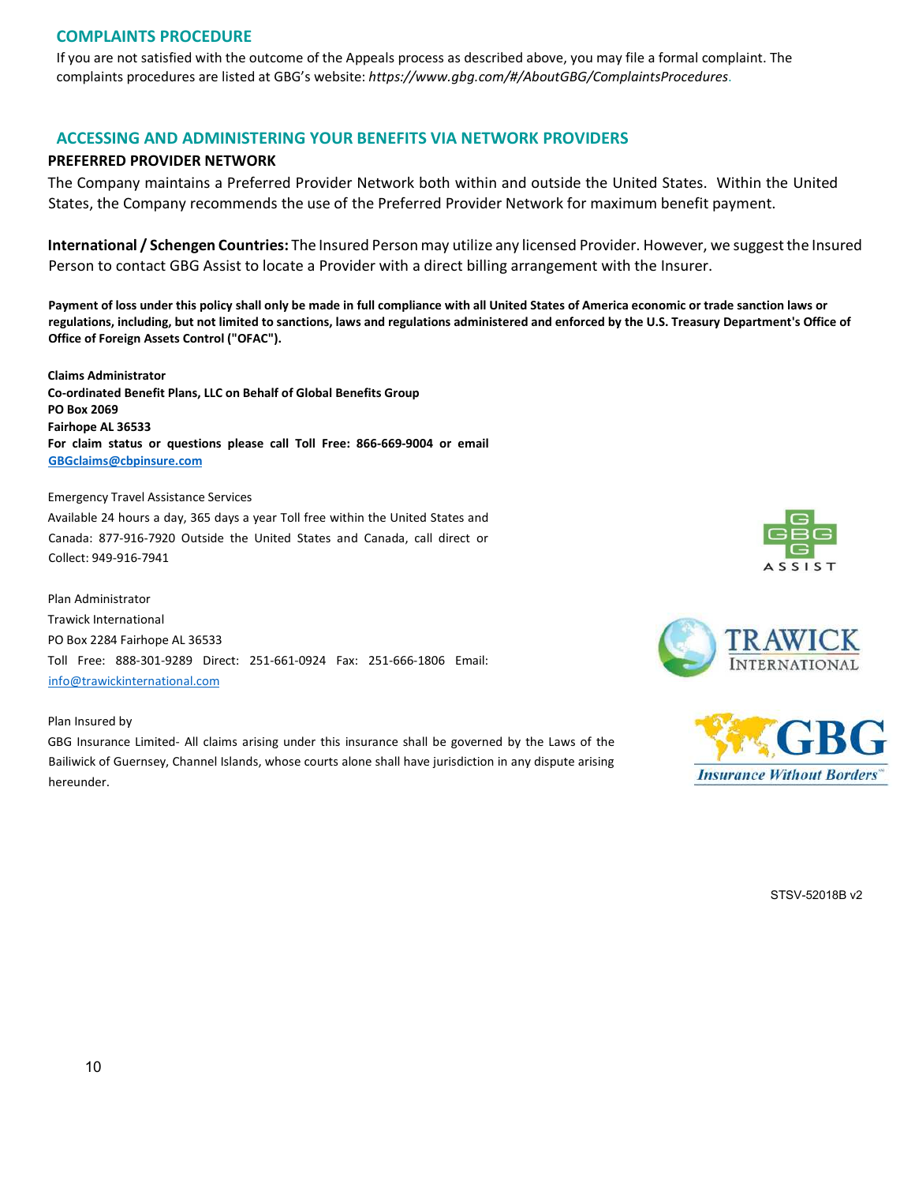## COMPLAINTS PROCEDURE

If you are not satisfied with the outcome of the Appeals process as described above, you may file a formal complaint. The complaints procedures are listed at GBG's website: *https://www.gbg.com/#/AboutGBG/ComplaintsProcedures*.

## ACCESSING AND ADMINISTERING YOUR BENEFITS VIA NETWORK PROVIDERS

### PREFERRED PROVIDER NETWORK

The Company maintains a Preferred Provider Network both within and outside the United States. Within the United States, the Company recommends the use of the Preferred Provider Network for maximum benefit payment.

**International / Schengen Countries:** The Insured Person may utilize any licensed Provider. However, we suggest the Insured Person to contact GBG Assist to locate a Provider with a direct billing arrangement with the Insurer.

**Payment of loss under this policy shall only be made in full compliance with all United States of America economic or trade sanction laws or regulations, including, but not limited to sanctions, laws and regulations administered and enforced by the U.S. Treasury Department's Office of Office of Foreign Assets Control ("OFAC").**

**Claims Administrator**
**Co-ordinated Benefit Plans, LLC on Behalf of Global Benefits Group**
**PO Box 2069**
**Fairhope AL 36533**
**For claim status or questions please call Toll Free: 866-669-9004 or email [GBGclaims@cbpinsure.com](mailto:GBGclaims@cbpinsure.com)**

Emergency Travel Assistance Services
Available 24 hours a day, 365 days a year Toll free within the United States and Canada: 877-916-7920 Outside the United States and Canada, call direct or Collect: 949-916-7941

Plan Administrator
Trawick International
PO Box 2284 Fairhope AL 36533
Toll Free: 888-301-9289 Direct: 251-661-0924 Fax: 251-666-1806 Email: [info@trawickinternational.com](mailto:info@trawickinternational.com)

Plan Insured by
GBG Insurance Limited- All claims arising under this insurance shall be governed by the Laws of the Bailiwick of Guernsey, Channel Islands, whose courts alone shall have jurisdiction in any dispute arising hereunder.

STSV-52018B v2